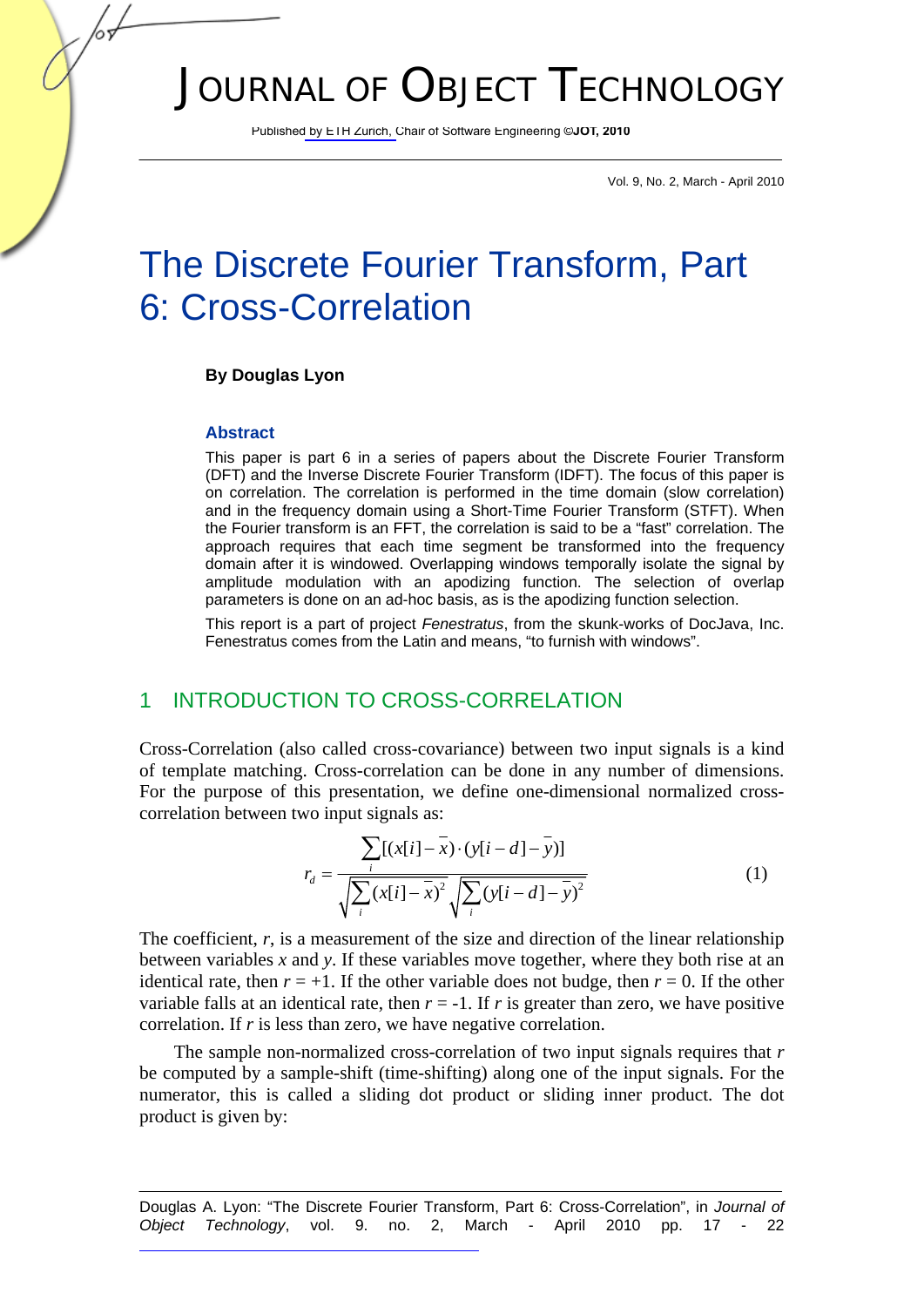# JOURNAL OF OBJECT TECHNOLOGY

Published by ETH Zurich, Chair of Software Engineering ©JOT, 2010

Vol. 9, No. 2, March - April 2010

# The Discrete Fourier Transform, Part 6: Cross-Correlation

**By Douglas Lyon**

### Abstract

This paper is part 6 in a series of papers about the Discrete Fourier Transform (DFT) and the Inverse Discrete Fourier Transform (IDFT). The focus of this paper is on correlation. The correlation is performed in the time domain (slow correlation) and in the frequency domain using a Short-Time Fourier Transform (STFT). When the Fourier transform is an FFT, the correlation is said to be a "fast" correlation. The approach requires that each time segment be transformed into the frequency domain after it is windowed. Overlapping windows temporally isolate the signal by amplitude modulation with an apodizing function. The selection of overlap parameters is done on an ad-hoc basis, as is the apodizing function selection.

This report is a part of project *Fenestratus*, from the skunk-works of DocJava, Inc. Fenestratus comes from the Latin and means, "to furnish with windows".

## 1 INTRODUCTION TO CROSS-CORRELATION

Cross-Correlation (also called cross-covariance) between two input signals is a kind of template matching. Cross-correlation can be done in any number of dimensions. For the purpose of this presentation, we define one-dimensional normalized cross-correlation between two input signals as:

$$r_d = \frac{\sum_i [(x[i]-\bar{x})\cdot(y[i-d]-\bar{y})]}{\sqrt{\sum_i (x[i]-\bar{x})^2}\sqrt{\sum_i (y[i-d]-\bar{y})^2}} \tag{1}$$

The coefficient, $r$, is a measurement of the size and direction of the linear relationship between variables $x$ and $y$. If these variables move together, where they both rise at an identical rate, then $r = +1$. If the other variable does not budge, then $r = 0$. If the other variable falls at an identical rate, then $r = -1$. If $r$ is greater than zero, we have positive correlation. If $r$ is less than zero, we have negative correlation.

The sample non-normalized cross-correlation of two input signals requires that $r$ be computed by a sample-shift (time-shifting) along one of the input signals. For the numerator, this is called a sliding dot product or sliding inner product. The dot product is given by:

Douglas A. Lyon: "The Discrete Fourier Transform, Part 6: Cross-Correlation", in *Journal of Object Technology*, vol. 9. no. 2, March - April 2010 pp. 17 - 22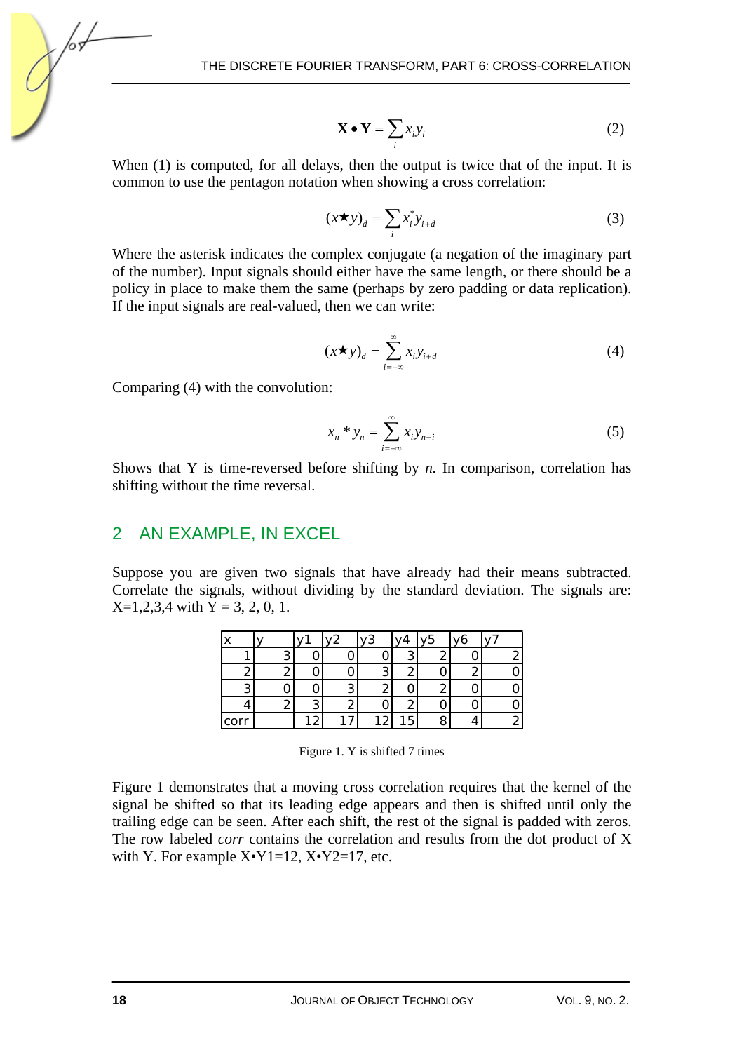$$\mathbf{X} \bullet \mathbf{Y} = \sum_i x_i y_i \tag{2}$$

When (1) is computed, for all delays, then the output is twice that of the input. It is common to use the pentagon notation when showing a cross correlation:

$$(x \star y)_d = \sum_i x_i^* y_{i+d} \tag{3}$$

Where the asterisk indicates the complex conjugate (a negation of the imaginary part of the number). Input signals should either have the same length, or there should be a policy in place to make them the same (perhaps by zero padding or data replication). If the input signals are real-valued, then we can write:

$$(x \star y)_d = \sum_{i=-\infty}^{\infty} x_i y_{i+d} \tag{4}$$

Comparing (4) with the convolution:

$$x_n * y_n = \sum_{i=-\infty}^{\infty} x_i y_{n-i} \tag{5}$$

Shows that Y is time-reversed before shifting by *n*. In comparison, correlation has shifting without the time reversal.

## 2 AN EXAMPLE, IN EXCEL

Suppose you are given two signals that have already had their means subtracted. Correlate the signals, without dividing by the standard deviation. The signals are: X=1,2,3,4 with Y = 3, 2, 0, 1.

| x | y | y1 | y2 | y3 | y4 | y5 | y6 | y7 |
|---|---|---|---|---|---|---|---|---|
| 1 | 3 | 0 | 0 | 0 | 3 | 2 | 0 | 2 |
| 2 | 2 | 0 | 0 | 3 | 2 | 0 | 2 | 0 |
| 3 | 0 | 0 | 3 | 2 | 0 | 2 | 0 | 0 |
| 4 | 2 | 3 | 2 | 0 | 2 | 0 | 0 | 0 |
| corr | | 12 | 17 | 12 | 15 | 8 | 4 | 2 |

Figure 1. Y is shifted 7 times

Figure 1 demonstrates that a moving cross correlation requires that the kernel of the signal be shifted so that its leading edge appears and then is shifted until only the trailing edge can be seen. After each shift, the rest of the signal is padded with zeros. The row labeled *corr* contains the correlation and results from the dot product of X with Y. For example X•Y1=12, X•Y2=17, etc.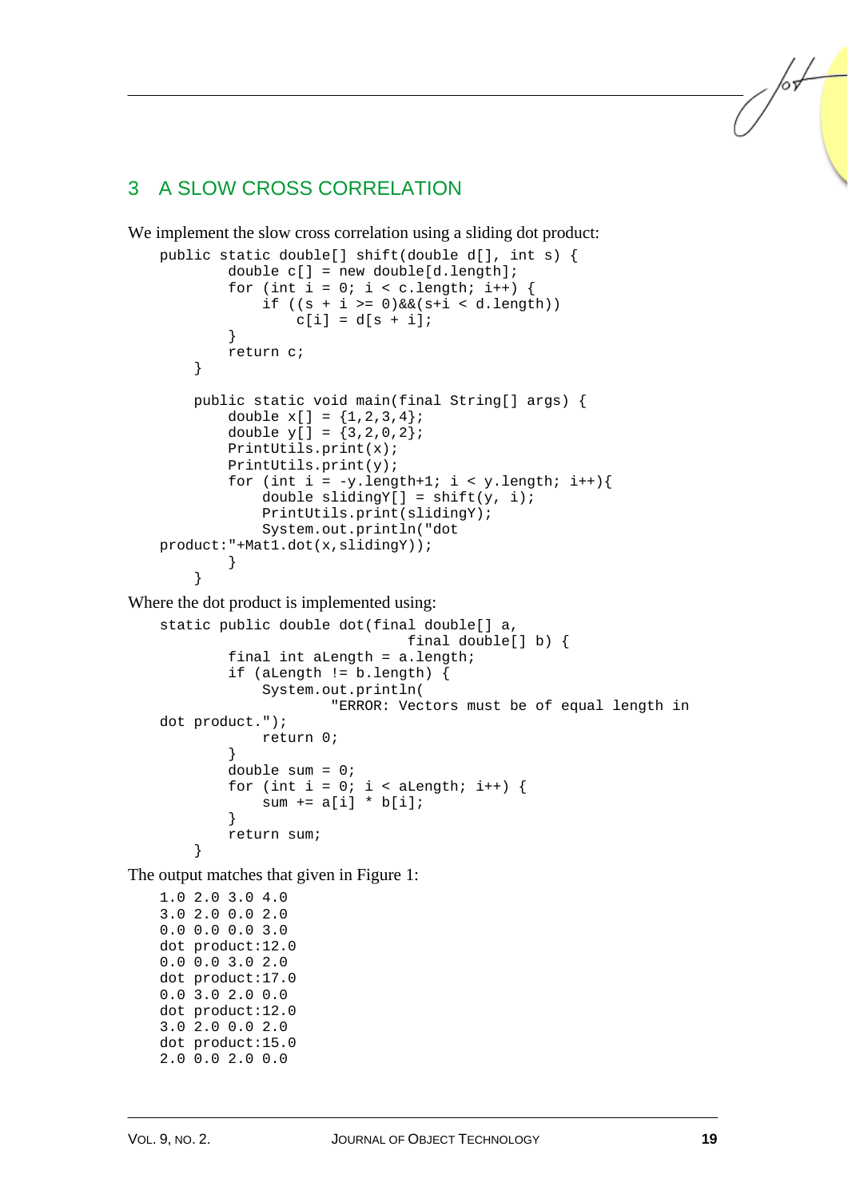## 3 A SLOW CROSS CORRELATION

We implement the slow cross correlation using a sliding dot product:

```
public static double[] shift(double d[], int s) {
        double c[] = new double[d.length];
        for (int i = 0; i < c.length; i++) {
            if ((s + i >= 0)&&(s+i < d.length))
                c[i] = d[s + i];
        }
        return c;
    }

    public static void main(final String[] args) {
        double x[] = {1,2,3,4};
        double y[] = {3,2,0,2};
        PrintUtils.print(x);
        PrintUtils.print(y);
        for (int i = -y.length+1; i < y.length; i++){
            double slidingY[] = shift(y, i);
            PrintUtils.print(slidingY);
            System.out.println("dot 
product:"+Mat1.dot(x,slidingY));
        }
    }
```

Where the dot product is implemented using:

```
static public double dot(final double[] a,
                             final double[] b) {
        final int aLength = a.length;
        if (aLength != b.length) {
            System.out.println(
                    "ERROR: Vectors must be of equal length in 
dot product.");
            return 0;
        }
        double sum = 0;
        for (int i = 0; i < aLength; i++) {
            sum += a[i] * b[i];
        }
        return sum;
    }
```

The output matches that given in Figure 1:

```
1.0 2.0 3.0 4.0
3.0 2.0 0.0 2.0
0.0 0.0 0.0 3.0
dot product:12.0
0.0 0.0 3.0 2.0
dot product:17.0
0.0 3.0 2.0 0.0
dot product:12.0
3.0 2.0 0.0 2.0
dot product:15.0
2.0 0.0 2.0 0.0
```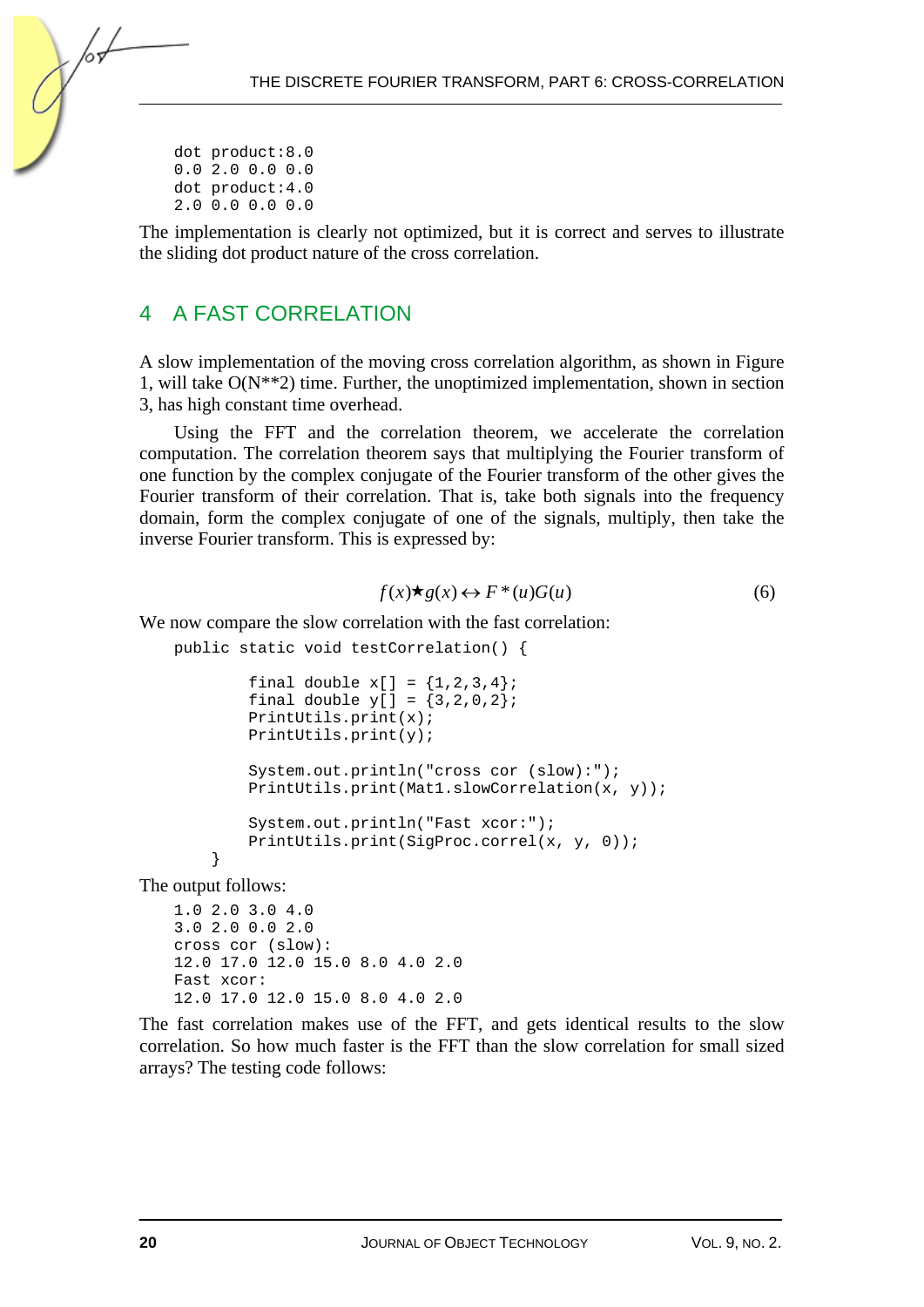```
dot product:8.0
0.0 2.0 0.0 0.0
dot product:4.0
2.0 0.0 0.0 0.0
```

The implementation is clearly not optimized, but it is correct and serves to illustrate the sliding dot product nature of the cross correlation.

## 4 A FAST CORRELATION

A slow implementation of the moving cross correlation algorithm, as shown in Figure 1, will take O(N**2) time. Further, the unoptimized implementation, shown in section 3, has high constant time overhead.

Using the FFT and the correlation theorem, we accelerate the correlation computation. The correlation theorem says that multiplying the Fourier transform of one function by the complex conjugate of the Fourier transform of the other gives the Fourier transform of their correlation. That is, take both signals into the frequency domain, form the complex conjugate of one of the signals, multiply, then take the inverse Fourier transform. This is expressed by:

$$f(x) \star g(x) \leftrightarrow F^*(u)G(u) \tag{6}$$

We now compare the slow correlation with the fast correlation:

```
public static void testCorrelation() {

        final double x[] = {1,2,3,4};
        final double y[] = {3,2,0,2};
        PrintUtils.print(x);
        PrintUtils.print(y);

        System.out.println("cross cor (slow):");
        PrintUtils.print(Mat1.slowCorrelation(x, y));

        System.out.println("Fast xcor:");
        PrintUtils.print(SigProc.correl(x, y, 0));
    }
```

The output follows:

```
1.0 2.0 3.0 4.0
3.0 2.0 0.0 2.0
cross cor (slow):
12.0 17.0 12.0 15.0 8.0 4.0 2.0
Fast xcor:
12.0 17.0 12.0 15.0 8.0 4.0 2.0
```

The fast correlation makes use of the FFT, and gets identical results to the slow correlation. So how much faster is the FFT than the slow correlation for small sized arrays? The testing code follows: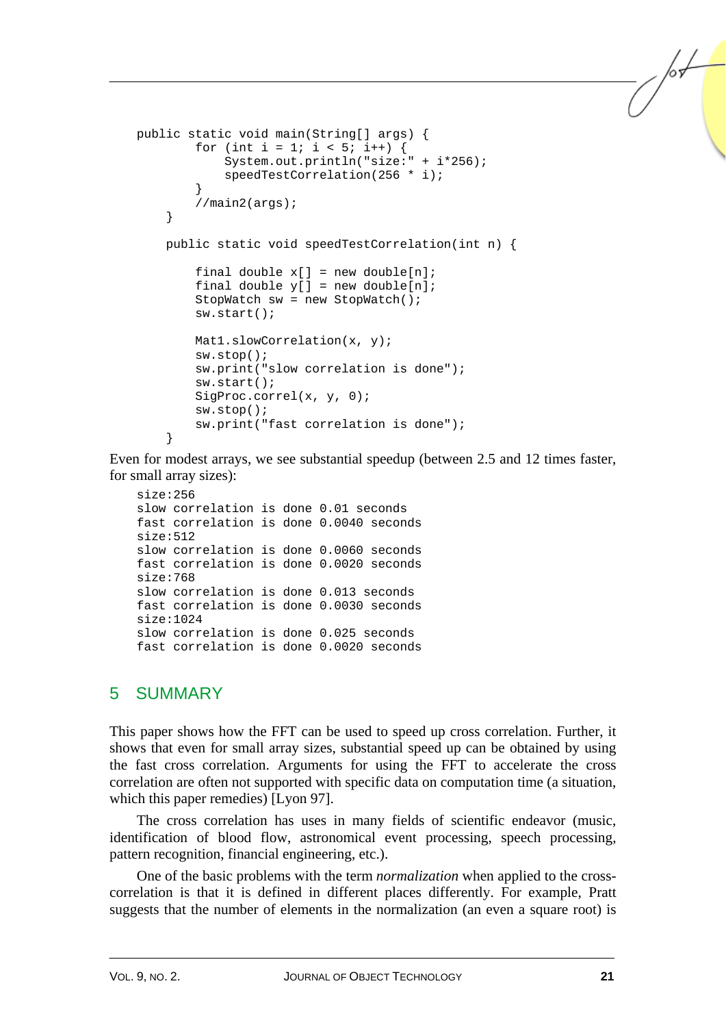```java
public static void main(String[] args) {
        for (int i = 1; i < 5; i++) {
            System.out.println("size:" + i*256);
            speedTestCorrelation(256 * i);
        }
        //main2(args);
    }

    public static void speedTestCorrelation(int n) {

        final double x[] = new double[n];
        final double y[] = new double[n];
        StopWatch sw = new StopWatch();
        sw.start();

        Mat1.slowCorrelation(x, y);
        sw.stop();
        sw.print("slow correlation is done");
        sw.start();
        SigProc.correl(x, y, 0);
        sw.stop();
        sw.print("fast correlation is done");
    }
```

Even for modest arrays, we see substantial speedup (between 2.5 and 12 times faster, for small array sizes):

```
size:256
slow correlation is done 0.01 seconds
fast correlation is done 0.0040 seconds
size:512
slow correlation is done 0.0060 seconds
fast correlation is done 0.0020 seconds
size:768
slow correlation is done 0.013 seconds
fast correlation is done 0.0030 seconds
size:1024
slow correlation is done 0.025 seconds
fast correlation is done 0.0020 seconds
```

## 5 SUMMARY

This paper shows how the FFT can be used to speed up cross correlation. Further, it shows that even for small array sizes, substantial speed up can be obtained by using the fast cross correlation. Arguments for using the FFT to accelerate the cross correlation are often not supported with specific data on computation time (a situation, which this paper remedies) [Lyon 97].

The cross correlation has uses in many fields of scientific endeavor (music, identification of blood flow, astronomical event processing, speech processing, pattern recognition, financial engineering, etc.).

One of the basic problems with the term *normalization* when applied to the cross-correlation is that it is defined in different places differently. For example, Pratt suggests that the number of elements in the normalization (an even a square root) is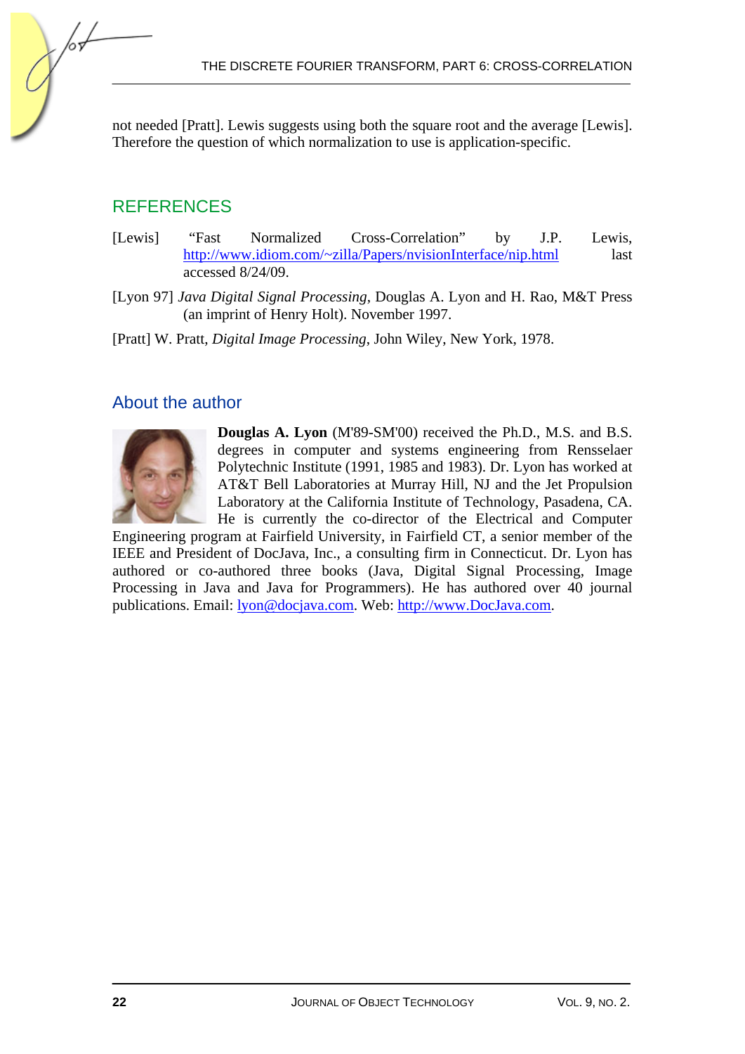not needed [Pratt]. Lewis suggests using both the square root and the average [Lewis]. Therefore the question of which normalization to use is application-specific.

## REFERENCES

[Lewis] "Fast Normalized Cross-Correlation" by J.P. Lewis, http://www.idiom.com/~zilla/Papers/nvisionInterface/nip.html last accessed 8/24/09.

[Lyon 97] *Java Digital Signal Processing*, Douglas A. Lyon and H. Rao, M&T Press (an imprint of Henry Holt). November 1997.

[Pratt] W. Pratt, *Digital Image Processing*, John Wiley, New York, 1978.

## About the author

**Douglas A. Lyon** (M'89-SM'00) received the Ph.D., M.S. and B.S. degrees in computer and systems engineering from Rensselaer Polytechnic Institute (1991, 1985 and 1983). Dr. Lyon has worked at AT&T Bell Laboratories at Murray Hill, NJ and the Jet Propulsion Laboratory at the California Institute of Technology, Pasadena, CA. He is currently the co-director of the Electrical and Computer Engineering program at Fairfield University, in Fairfield CT, a senior member of the IEEE and President of DocJava, Inc., a consulting firm in Connecticut. Dr. Lyon has authored or co-authored three books (Java, Digital Signal Processing, Image Processing in Java and Java for Programmers). He has authored over 40 journal publications. Email: lyon@docjava.com. Web: http://www.DocJava.com.